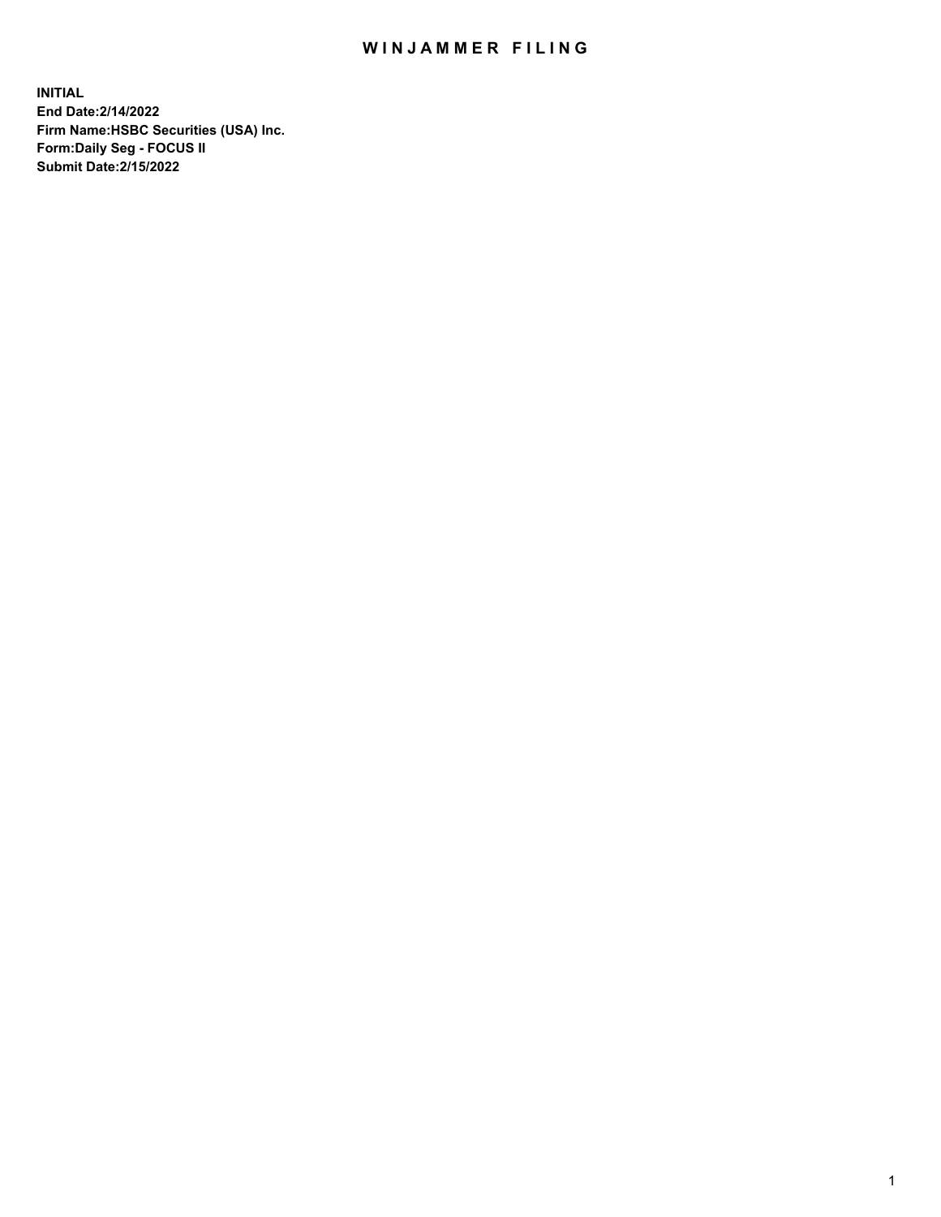# WINJAMMER FILING

**INITIAL**
**End Date:2/14/2022**
**Firm Name:HSBC Securities (USA) Inc.**
**Form:Daily Seg - FOCUS II**
**Submit Date:2/15/2022**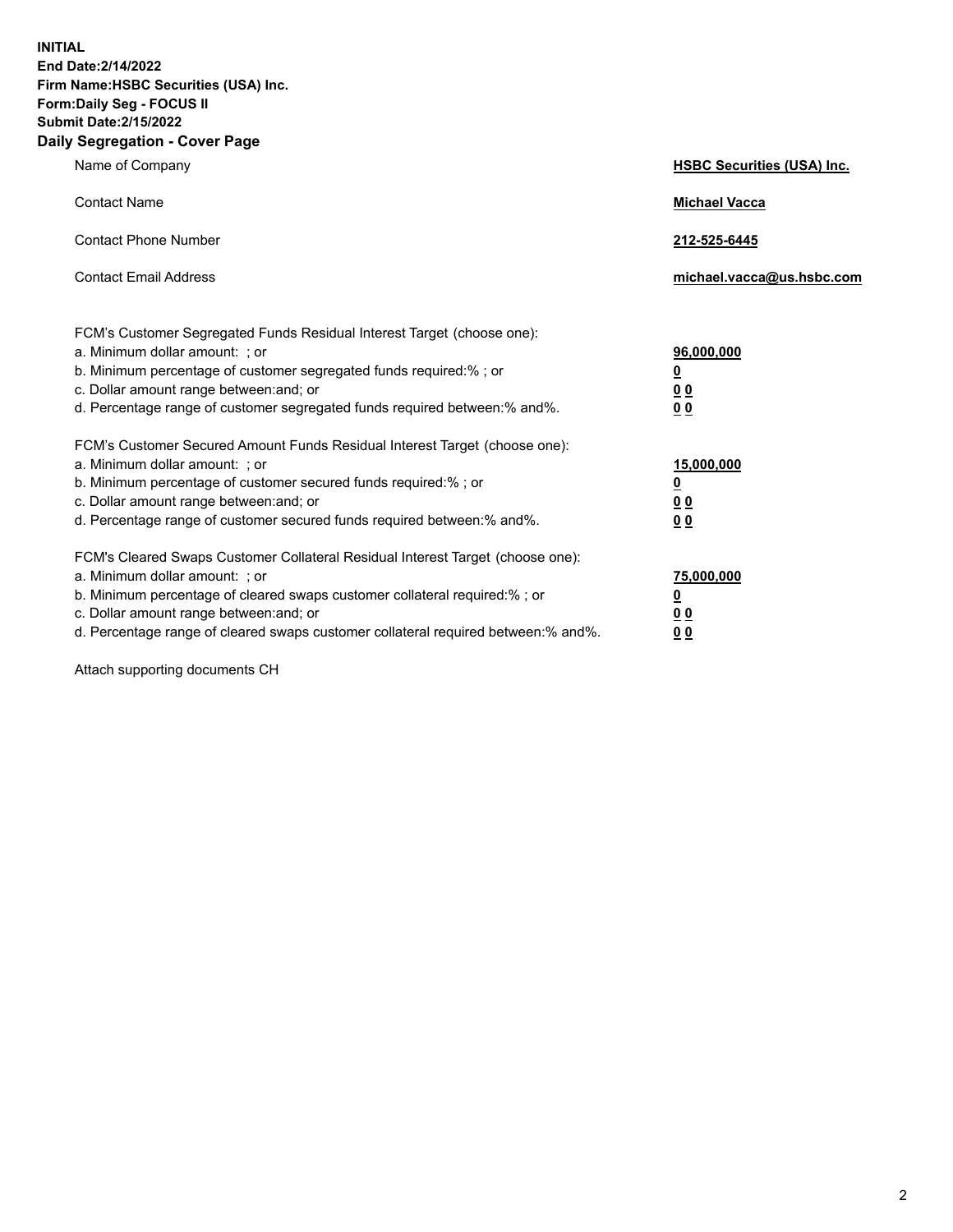**INITIAL**
**End Date:2/14/2022**
**Firm Name:HSBC Securities (USA) Inc.**
**Form:Daily Seg - FOCUS II**
**Submit Date:2/15/2022**

## Daily Segregation - Cover Page

| | |
|---|---|
| Name of Company | **HSBC Securities (USA) Inc.** |
| Contact Name | **Michael Vacca** |
| Contact Phone Number | **212-525-6445** |
| Contact Email Address | **michael.vacca@us.hsbc.com** |

FCM's Customer Segregated Funds Residual Interest Target (choose one):

| | |
|---|---|
| a. Minimum dollar amount: ; or | **96,000,000** |
| b. Minimum percentage of customer segregated funds required:% ; or | **0** |
| c. Dollar amount range between:and; or | **0 0** |
| d. Percentage range of customer segregated funds required between:% and%. | **0 0** |

FCM's Customer Secured Amount Funds Residual Interest Target (choose one):

| | |
|---|---|
| a. Minimum dollar amount: ; or | **15,000,000** |
| b. Minimum percentage of customer secured funds required:% ; or | **0** |
| c. Dollar amount range between:and; or | **0 0** |
| d. Percentage range of customer secured funds required between:% and%. | **0 0** |

FCM's Cleared Swaps Customer Collateral Residual Interest Target (choose one):

| | |
|---|---|
| a. Minimum dollar amount: ; or | **75,000,000** |
| b. Minimum percentage of cleared swaps customer collateral required:% ; or | **0** |
| c. Dollar amount range between:and; or | **0 0** |
| d. Percentage range of cleared swaps customer collateral required between:% and%. | **0 0** |

Attach supporting documents CH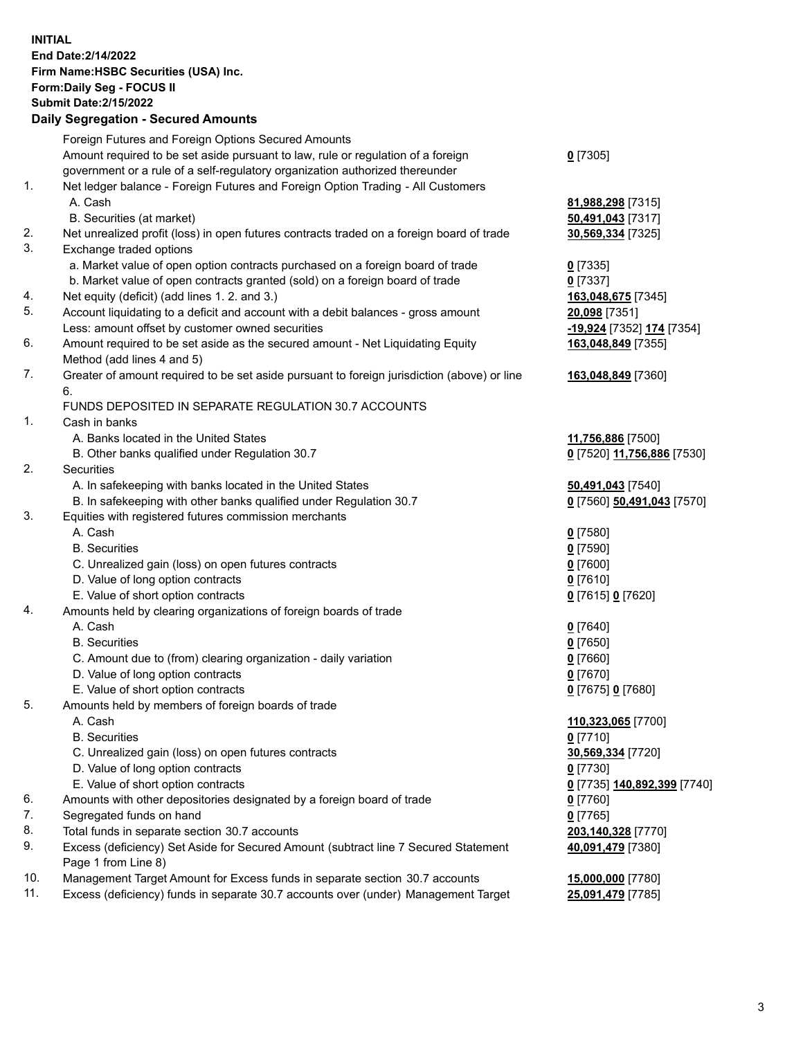**INITIAL**
**End Date:2/14/2022**
**Firm Name:HSBC Securities (USA) Inc.**
**Form:Daily Seg - FOCUS II**
**Submit Date:2/15/2022**

**Daily Segregation - Secured Amounts**

| | | |
|---|---|---|
| | Foreign Futures and Foreign Options Secured Amounts | |
| | Amount required to be set aside pursuant to law, rule or regulation of a foreign government or a rule of a self-regulatory organization authorized thereunder | **0** [7305] |
| 1. | Net ledger balance - Foreign Futures and Foreign Option Trading - All Customers | |
| | A. Cash | **81,988,298** [7315] |
| | B. Securities (at market) | **50,491,043** [7317] |
| 2. | Net unrealized profit (loss) in open futures contracts traded on a foreign board of trade | **30,569,334** [7325] |
| 3. | Exchange traded options | |
| | a. Market value of open option contracts purchased on a foreign board of trade | **0** [7335] |
| | b. Market value of open contracts granted (sold) on a foreign board of trade | **0** [7337] |
| 4. | Net equity (deficit) (add lines 1. 2. and 3.) | **163,048,675** [7345] |
| 5. | Account liquidating to a deficit and account with a debit balances - gross amount | **20,098** [7351] |
| | Less: amount offset by customer owned securities | **-19,924** [7352] **174** [7354] |
| 6. | Amount required to be set aside as the secured amount - Net Liquidating Equity Method (add lines 4 and 5) | **163,048,849** [7355] |
| 7. | Greater of amount required to be set aside pursuant to foreign jurisdiction (above) or line 6. | **163,048,849** [7360] |
| | FUNDS DEPOSITED IN SEPARATE REGULATION 30.7 ACCOUNTS | |
| 1. | Cash in banks | |
| | A. Banks located in the United States | **11,756,886** [7500] |
| | B. Other banks qualified under Regulation 30.7 | **0** [7520] **11,756,886** [7530] |
| 2. | Securities | |
| | A. In safekeeping with banks located in the United States | **50,491,043** [7540] |
| | B. In safekeeping with other banks qualified under Regulation 30.7 | **0** [7560] **50,491,043** [7570] |
| 3. | Equities with registered futures commission merchants | |
| | A. Cash | **0** [7580] |
| | B. Securities | **0** [7590] |
| | C. Unrealized gain (loss) on open futures contracts | **0** [7600] |
| | D. Value of long option contracts | **0** [7610] |
| | E. Value of short option contracts | **0** [7615] **0** [7620] |
| 4. | Amounts held by clearing organizations of foreign boards of trade | |
| | A. Cash | **0** [7640] |
| | B. Securities | **0** [7650] |
| | C. Amount due to (from) clearing organization - daily variation | **0** [7660] |
| | D. Value of long option contracts | **0** [7670] |
| | E. Value of short option contracts | **0** [7675] **0** [7680] |
| 5. | Amounts held by members of foreign boards of trade | |
| | A. Cash | **110,323,065** [7700] |
| | B. Securities | **0** [7710] |
| | C. Unrealized gain (loss) on open futures contracts | **30,569,334** [7720] |
| | D. Value of long option contracts | **0** [7730] |
| | E. Value of short option contracts | **0** [7735] **140,892,399** [7740] |
| 6. | Amounts with other depositories designated by a foreign board of trade | **0** [7760] |
| 7. | Segregated funds on hand | **0** [7765] |
| 8. | Total funds in separate section 30.7 accounts | **203,140,328** [7770] |
| 9. | Excess (deficiency) Set Aside for Secured Amount (subtract line 7 Secured Statement Page 1 from Line 8) | **40,091,479** [7380] |
| 10. | Management Target Amount for Excess funds in separate section 30.7 accounts | **15,000,000** [7780] |
| 11. | Excess (deficiency) funds in separate 30.7 accounts over (under) Management Target | **25,091,479** [7785] |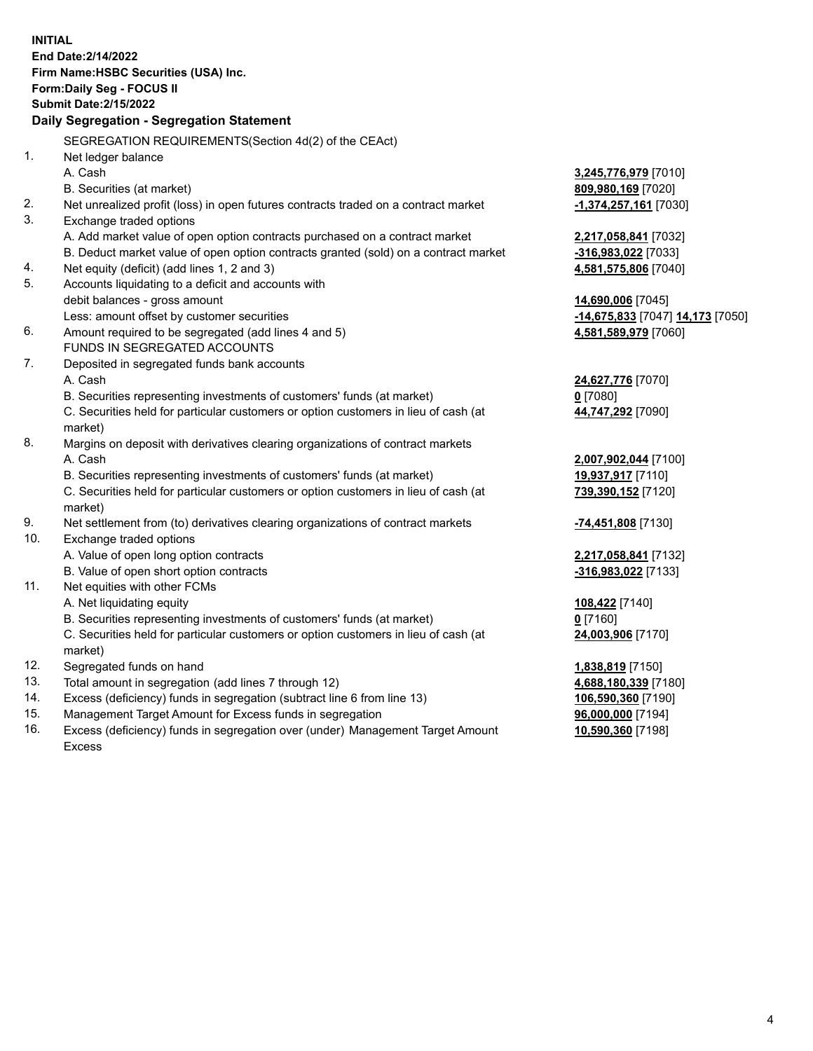**INITIAL**
**End Date:2/14/2022**
**Firm Name:HSBC Securities (USA) Inc.**
**Form:Daily Seg - FOCUS II**
**Submit Date:2/15/2022**

## Daily Segregation - Segregation Statement

| | | |
|---|---|---|
| | SEGREGATION REQUIREMENTS(Section 4d(2) of the CEAct) | |
| 1. | Net ledger balance | |
| | A. Cash | **3,245,776,979** [7010] |
| | B. Securities (at market) | **809,980,169** [7020] |
| 2. | Net unrealized profit (loss) in open futures contracts traded on a contract market | **-1,374,257,161** [7030] |
| 3. | Exchange traded options | |
| | A. Add market value of open option contracts purchased on a contract market | **2,217,058,841** [7032] |
| | B. Deduct market value of open option contracts granted (sold) on a contract market | **-316,983,022** [7033] |
| 4. | Net equity (deficit) (add lines 1, 2 and 3) | **4,581,575,806** [7040] |
| 5. | Accounts liquidating to a deficit and accounts with debit balances - gross amount | **14,690,006** [7045] |
| | Less: amount offset by customer securities | **-14,675,833** [7047] **14,173** [7050] |
| 6. | Amount required to be segregated (add lines 4 and 5) | **4,581,589,979** [7060] |
| | FUNDS IN SEGREGATED ACCOUNTS | |
| 7. | Deposited in segregated funds bank accounts | |
| | A. Cash | **24,627,776** [7070] |
| | B. Securities representing investments of customers' funds (at market) | **0** [7080] |
| | C. Securities held for particular customers or option customers in lieu of cash (at market) | **44,747,292** [7090] |
| 8. | Margins on deposit with derivatives clearing organizations of contract markets | |
| | A. Cash | **2,007,902,044** [7100] |
| | B. Securities representing investments of customers' funds (at market) | **19,937,917** [7110] |
| | C. Securities held for particular customers or option customers in lieu of cash (at market) | **739,390,152** [7120] |
| 9. | Net settlement from (to) derivatives clearing organizations of contract markets | **-74,451,808** [7130] |
| 10. | Exchange traded options | |
| | A. Value of open long option contracts | **2,217,058,841** [7132] |
| | B. Value of open short option contracts | **-316,983,022** [7133] |
| 11. | Net equities with other FCMs | |
| | A. Net liquidating equity | **108,422** [7140] |
| | B. Securities representing investments of customers' funds (at market) | **0** [7160] |
| | C. Securities held for particular customers or option customers in lieu of cash (at market) | **24,003,906** [7170] |
| 12. | Segregated funds on hand | **1,838,819** [7150] |
| 13. | Total amount in segregation (add lines 7 through 12) | **4,688,180,339** [7180] |
| 14. | Excess (deficiency) funds in segregation (subtract line 6 from line 13) | **106,590,360** [7190] |
| 15. | Management Target Amount for Excess funds in segregation | **96,000,000** [7194] |
| 16. | Excess (deficiency) funds in segregation over (under) Management Target Amount Excess | **10,590,360** [7198] |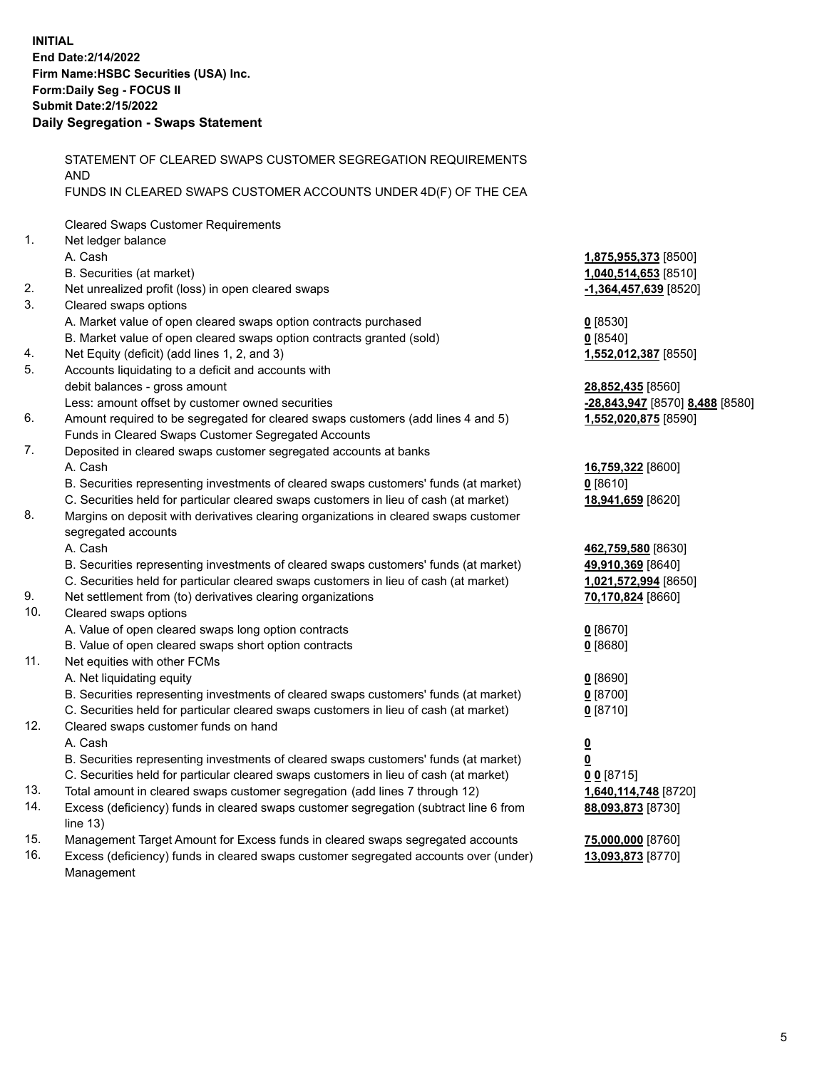**INITIAL**
**End Date:2/14/2022**
**Firm Name:HSBC Securities (USA) Inc.**
**Form:Daily Seg - FOCUS II**
**Submit Date:2/15/2022**
**Daily Segregation - Swaps Statement**

STATEMENT OF CLEARED SWAPS CUSTOMER SEGREGATION REQUIREMENTS AND FUNDS IN CLEARED SWAPS CUSTOMER ACCOUNTS UNDER 4D(F) OF THE CEA

| | | |
|---|---|---|
| | Cleared Swaps Customer Requirements | |
| 1. | Net ledger balance | |
| | A. Cash | **1,875,955,373** [8500] |
| | B. Securities (at market) | **1,040,514,653** [8510] |
| 2. | Net unrealized profit (loss) in open cleared swaps | **-1,364,457,639** [8520] |
| 3. | Cleared swaps options | |
| | A. Market value of open cleared swaps option contracts purchased | **0** [8530] |
| | B. Market value of open cleared swaps option contracts granted (sold) | **0** [8540] |
| 4. | Net Equity (deficit) (add lines 1, 2, and 3) | **1,552,012,387** [8550] |
| 5. | Accounts liquidating to a deficit and accounts with debit balances - gross amount | **28,852,435** [8560] |
| | Less: amount offset by customer owned securities | **-28,843,947** [8570] **8,488** [8580] |
| 6. | Amount required to be segregated for cleared swaps customers (add lines 4 and 5) | **1,552,020,875** [8590] |
| | Funds in Cleared Swaps Customer Segregated Accounts | |
| 7. | Deposited in cleared swaps customer segregated accounts at banks | |
| | A. Cash | **16,759,322** [8600] |
| | B. Securities representing investments of cleared swaps customers' funds (at market) | **0** [8610] |
| | C. Securities held for particular cleared swaps customers in lieu of cash (at market) | **18,941,659** [8620] |
| 8. | Margins on deposit with derivatives clearing organizations in cleared swaps customer segregated accounts | |
| | A. Cash | **462,759,580** [8630] |
| | B. Securities representing investments of cleared swaps customers' funds (at market) | **49,910,369** [8640] |
| | C. Securities held for particular cleared swaps customers in lieu of cash (at market) | **1,021,572,994** [8650] |
| 9. | Net settlement from (to) derivatives clearing organizations | **70,170,824** [8660] |
| 10. | Cleared swaps options | |
| | A. Value of open cleared swaps long option contracts | **0** [8670] |
| | B. Value of open cleared swaps short option contracts | **0** [8680] |
| 11. | Net equities with other FCMs | |
| | A. Net liquidating equity | **0** [8690] |
| | B. Securities representing investments of cleared swaps customers' funds (at market) | **0** [8700] |
| | C. Securities held for particular cleared swaps customers in lieu of cash (at market) | **0** [8710] |
| 12. | Cleared swaps customer funds on hand | |
| | A. Cash | **0** |
| | B. Securities representing investments of cleared swaps customers' funds (at market) | **0** |
| | C. Securities held for particular cleared swaps customers in lieu of cash (at market) | **0** **0** [8715] |
| 13. | Total amount in cleared swaps customer segregation (add lines 7 through 12) | **1,640,114,748** [8720] |
| 14. | Excess (deficiency) funds in cleared swaps customer segregation (subtract line 6 from line 13) | **88,093,873** [8730] |
| 15. | Management Target Amount for Excess funds in cleared swaps segregated accounts | **75,000,000** [8760] |
| 16. | Excess (deficiency) funds in cleared swaps customer segregated accounts over (under) Management | **13,093,873** [8770] |